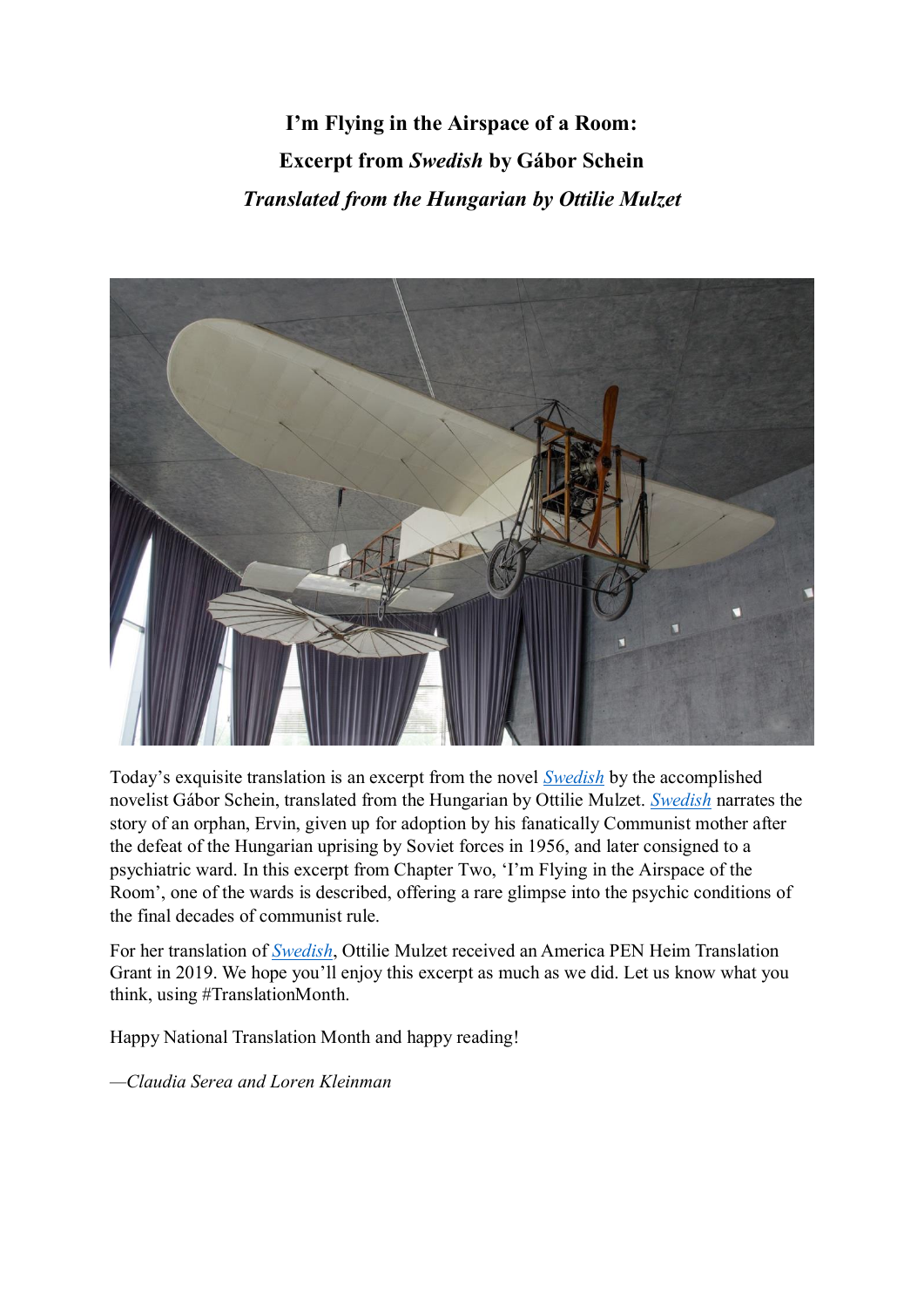# I'm Flying in the Airspace of a Room:

## Excerpt from *Swedish* by Gábor Schein

### *Translated from the Hungarian by Ottilie Mulzet*

Today's exquisite translation is an excerpt from the novel *Swedish* by the accomplished novelist Gábor Schein, translated from the Hungarian by Ottilie Mulzet. *Swedish* narrates the story of an orphan, Ervin, given up for adoption by his fanatically Communist mother after the defeat of the Hungarian uprising by Soviet forces in 1956, and later consigned to a psychiatric ward. In this excerpt from Chapter Two, 'I'm Flying in the Airspace of the Room', one of the wards is described, offering a rare glimpse into the psychic conditions of the final decades of communist rule.

For her translation of *Swedish*, Ottilie Mulzet received an America PEN Heim Translation Grant in 2019. We hope you'll enjoy this excerpt as much as we did. Let us know what you think, using #TranslationMonth.

Happy National Translation Month and happy reading!

—*Claudia Serea and Loren Kleinman*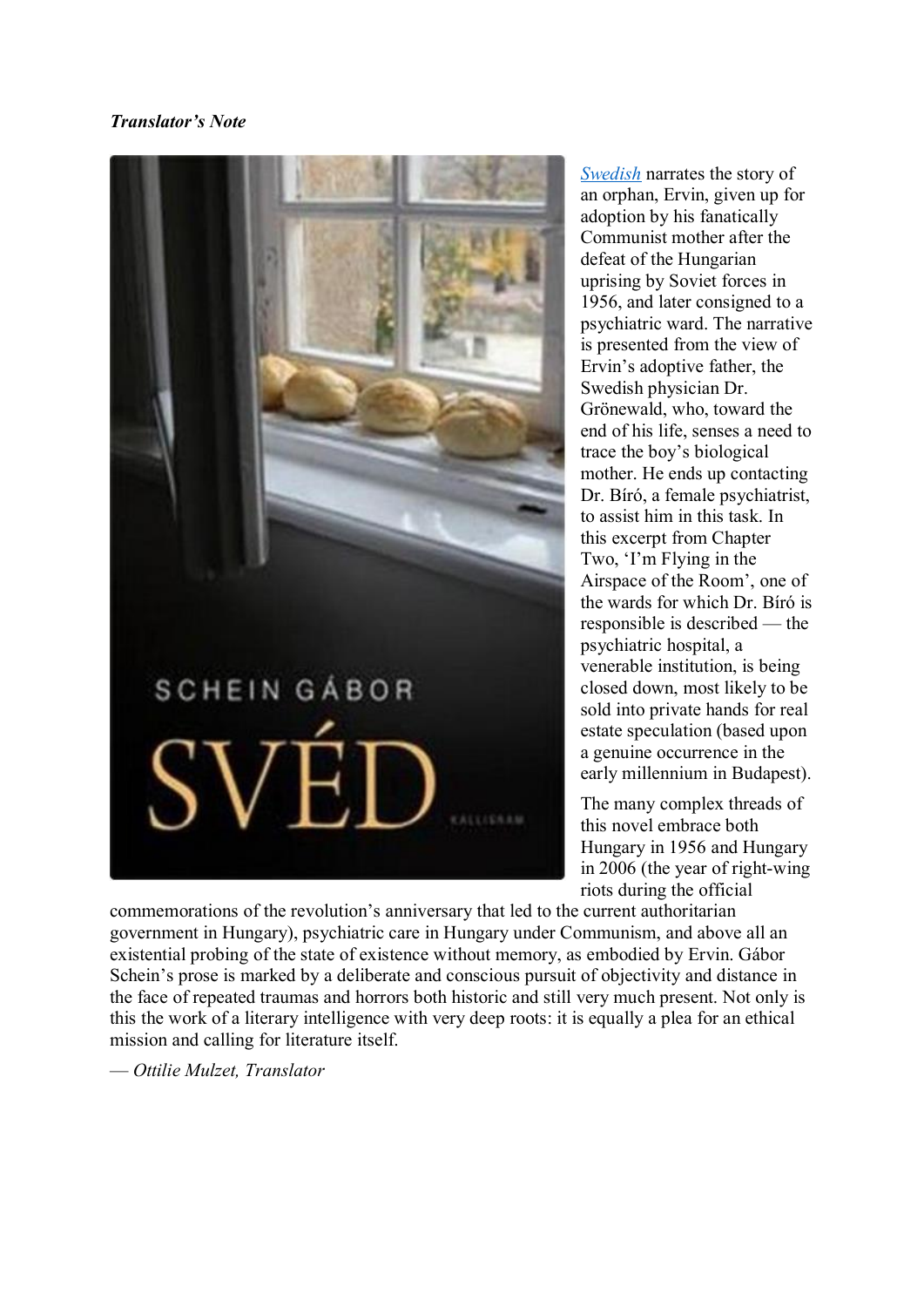***Translator's Note***

*Swedish* narrates the story of an orphan, Ervin, given up for adoption by his fanatically Communist mother after the defeat of the Hungarian uprising by Soviet forces in 1956, and later consigned to a psychiatric ward. The narrative is presented from the view of Ervin's adoptive father, the Swedish physician Dr. Grönewald, who, toward the end of his life, senses a need to trace the boy's biological mother. He ends up contacting Dr. Bíró, a female psychiatrist, to assist him in this task. In this excerpt from Chapter Two, 'I'm Flying in the Airspace of the Room', one of the wards for which Dr. Bíró is responsible is described — the psychiatric hospital, a venerable institution, is being closed down, most likely to be sold into private hands for real estate speculation (based upon a genuine occurrence in the early millennium in Budapest).

The many complex threads of this novel embrace both Hungary in 1956 and Hungary in 2006 (the year of right-wing riots during the official commemorations of the revolution's anniversary that led to the current authoritarian government in Hungary), psychiatric care in Hungary under Communism, and above all an existential probing of the state of existence without memory, as embodied by Ervin. Gábor Schein's prose is marked by a deliberate and conscious pursuit of objectivity and distance in the face of repeated traumas and horrors both historic and still very much present. Not only is this the work of a literary intelligence with very deep roots: it is equally a plea for an ethical mission and calling for literature itself.

— *Ottilie Mulzet, Translator*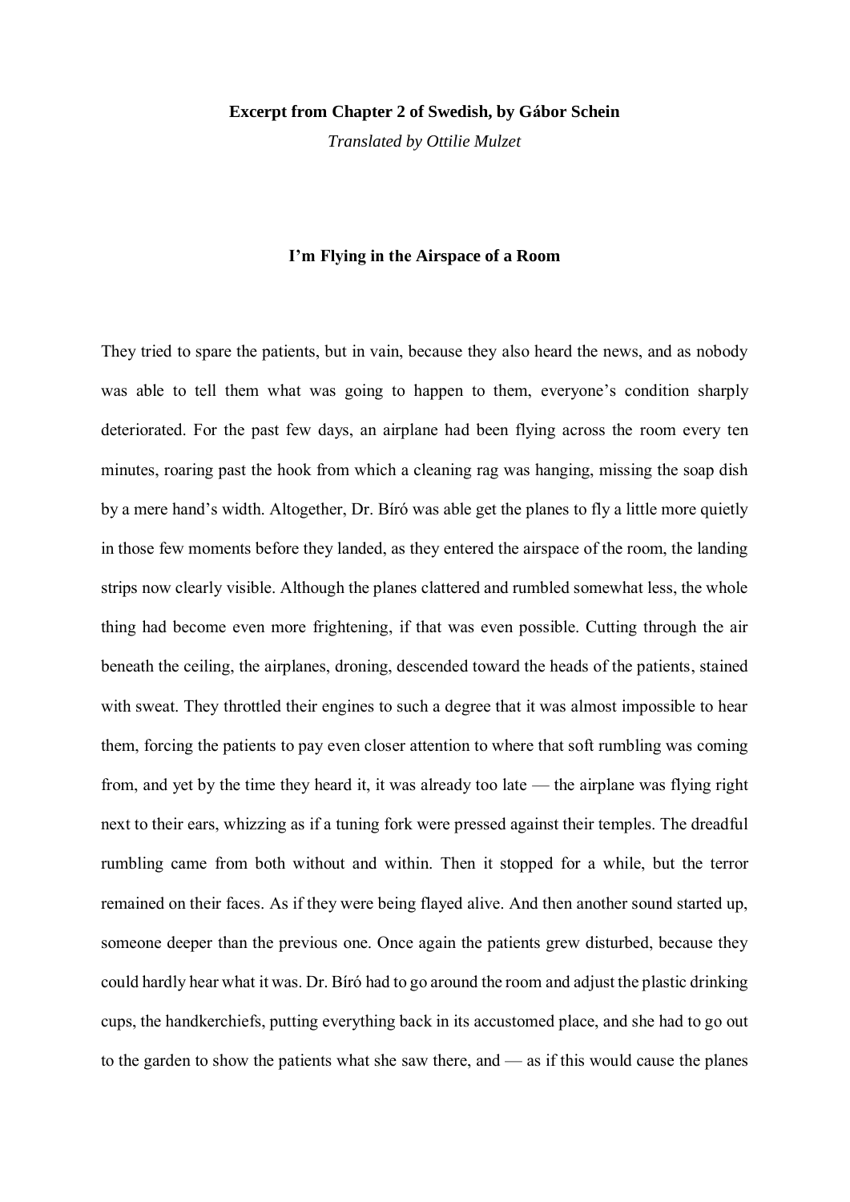**Excerpt from Chapter 2 of Swedish, by Gábor Schein**

*Translated by Ottilie Mulzet*

## I'm Flying in the Airspace of a Room

They tried to spare the patients, but in vain, because they also heard the news, and as nobody was able to tell them what was going to happen to them, everyone's condition sharply deteriorated. For the past few days, an airplane had been flying across the room every ten minutes, roaring past the hook from which a cleaning rag was hanging, missing the soap dish by a mere hand's width. Altogether, Dr. Bíró was able get the planes to fly a little more quietly in those few moments before they landed, as they entered the airspace of the room, the landing strips now clearly visible. Although the planes clattered and rumbled somewhat less, the whole thing had become even more frightening, if that was even possible. Cutting through the air beneath the ceiling, the airplanes, droning, descended toward the heads of the patients, stained with sweat. They throttled their engines to such a degree that it was almost impossible to hear them, forcing the patients to pay even closer attention to where that soft rumbling was coming from, and yet by the time they heard it, it was already too late — the airplane was flying right next to their ears, whizzing as if a tuning fork were pressed against their temples. The dreadful rumbling came from both without and within. Then it stopped for a while, but the terror remained on their faces. As if they were being flayed alive. And then another sound started up, someone deeper than the previous one. Once again the patients grew disturbed, because they could hardly hear what it was. Dr. Bíró had to go around the room and adjust the plastic drinking cups, the handkerchiefs, putting everything back in its accustomed place, and she had to go out to the garden to show the patients what she saw there, and — as if this would cause the planes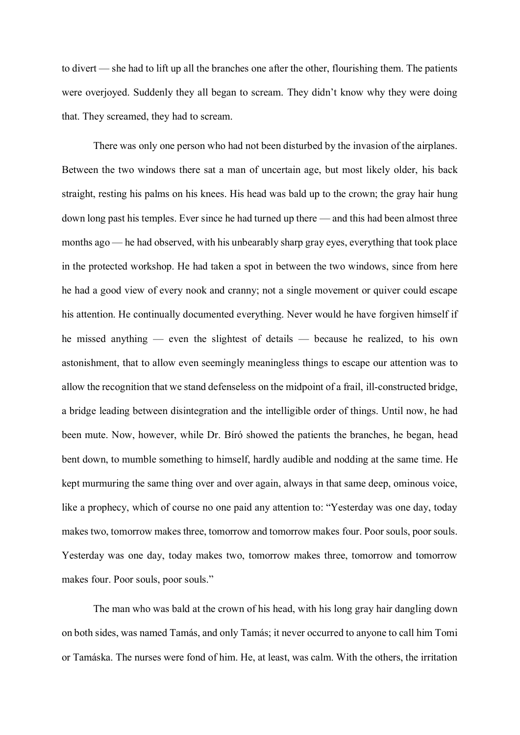to divert — she had to lift up all the branches one after the other, flourishing them. The patients were overjoyed. Suddenly they all began to scream. They didn't know why they were doing that. They screamed, they had to scream.

There was only one person who had not been disturbed by the invasion of the airplanes. Between the two windows there sat a man of uncertain age, but most likely older, his back straight, resting his palms on his knees. His head was bald up to the crown; the gray hair hung down long past his temples. Ever since he had turned up there — and this had been almost three months ago — he had observed, with his unbearably sharp gray eyes, everything that took place in the protected workshop. He had taken a spot in between the two windows, since from here he had a good view of every nook and cranny; not a single movement or quiver could escape his attention. He continually documented everything. Never would he have forgiven himself if he missed anything — even the slightest of details — because he realized, to his own astonishment, that to allow even seemingly meaningless things to escape our attention was to allow the recognition that we stand defenseless on the midpoint of a frail, ill-constructed bridge, a bridge leading between disintegration and the intelligible order of things. Until now, he had been mute. Now, however, while Dr. Bíró showed the patients the branches, he began, head bent down, to mumble something to himself, hardly audible and nodding at the same time. He kept murmuring the same thing over and over again, always in that same deep, ominous voice, like a prophecy, which of course no one paid any attention to: "Yesterday was one day, today makes two, tomorrow makes three, tomorrow and tomorrow makes four. Poor souls, poor souls. Yesterday was one day, today makes two, tomorrow makes three, tomorrow and tomorrow makes four. Poor souls, poor souls."

The man who was bald at the crown of his head, with his long gray hair dangling down on both sides, was named Tamás, and only Tamás; it never occurred to anyone to call him Tomi or Tamáska. The nurses were fond of him. He, at least, was calm. With the others, the irritation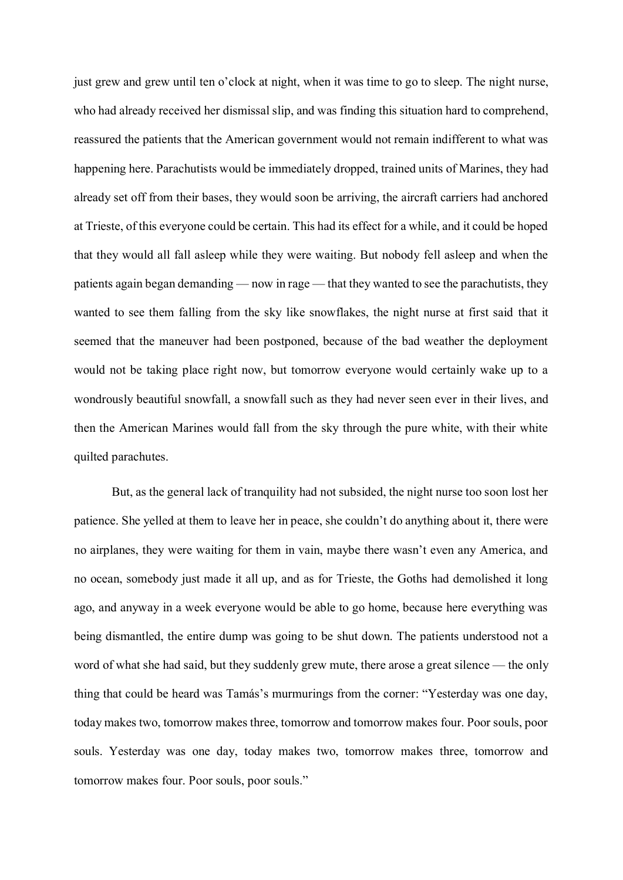just grew and grew until ten o'clock at night, when it was time to go to sleep. The night nurse, who had already received her dismissal slip, and was finding this situation hard to comprehend, reassured the patients that the American government would not remain indifferent to what was happening here. Parachutists would be immediately dropped, trained units of Marines, they had already set off from their bases, they would soon be arriving, the aircraft carriers had anchored at Trieste, of this everyone could be certain. This had its effect for a while, and it could be hoped that they would all fall asleep while they were waiting. But nobody fell asleep and when the patients again began demanding — now in rage — that they wanted to see the parachutists, they wanted to see them falling from the sky like snowflakes, the night nurse at first said that it seemed that the maneuver had been postponed, because of the bad weather the deployment would not be taking place right now, but tomorrow everyone would certainly wake up to a wondrously beautiful snowfall, a snowfall such as they had never seen ever in their lives, and then the American Marines would fall from the sky through the pure white, with their white quilted parachutes.

But, as the general lack of tranquility had not subsided, the night nurse too soon lost her patience. She yelled at them to leave her in peace, she couldn't do anything about it, there were no airplanes, they were waiting for them in vain, maybe there wasn't even any America, and no ocean, somebody just made it all up, and as for Trieste, the Goths had demolished it long ago, and anyway in a week everyone would be able to go home, because here everything was being dismantled, the entire dump was going to be shut down. The patients understood not a word of what she had said, but they suddenly grew mute, there arose a great silence — the only thing that could be heard was Tamás's murmurings from the corner: "Yesterday was one day, today makes two, tomorrow makes three, tomorrow and tomorrow makes four. Poor souls, poor souls. Yesterday was one day, today makes two, tomorrow makes three, tomorrow and tomorrow makes four. Poor souls, poor souls."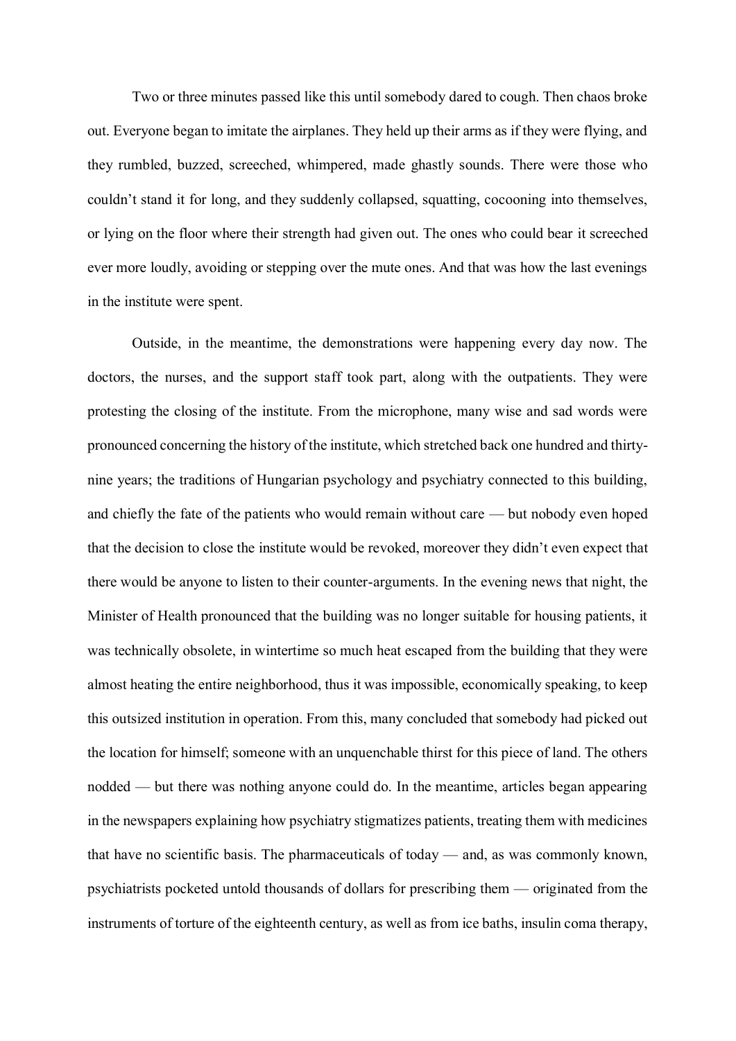Two or three minutes passed like this until somebody dared to cough. Then chaos broke out. Everyone began to imitate the airplanes. They held up their arms as if they were flying, and they rumbled, buzzed, screeched, whimpered, made ghastly sounds. There were those who couldn't stand it for long, and they suddenly collapsed, squatting, cocooning into themselves, or lying on the floor where their strength had given out. The ones who could bear it screeched ever more loudly, avoiding or stepping over the mute ones. And that was how the last evenings in the institute were spent.

Outside, in the meantime, the demonstrations were happening every day now. The doctors, the nurses, and the support staff took part, along with the outpatients. They were protesting the closing of the institute. From the microphone, many wise and sad words were pronounced concerning the history of the institute, which stretched back one hundred and thirty-nine years; the traditions of Hungarian psychology and psychiatry connected to this building, and chiefly the fate of the patients who would remain without care — but nobody even hoped that the decision to close the institute would be revoked, moreover they didn't even expect that there would be anyone to listen to their counter-arguments. In the evening news that night, the Minister of Health pronounced that the building was no longer suitable for housing patients, it was technically obsolete, in wintertime so much heat escaped from the building that they were almost heating the entire neighborhood, thus it was impossible, economically speaking, to keep this outsized institution in operation. From this, many concluded that somebody had picked out the location for himself; someone with an unquenchable thirst for this piece of land. The others nodded — but there was nothing anyone could do. In the meantime, articles began appearing in the newspapers explaining how psychiatry stigmatizes patients, treating them with medicines that have no scientific basis. The pharmaceuticals of today — and, as was commonly known, psychiatrists pocketed untold thousands of dollars for prescribing them — originated from the instruments of torture of the eighteenth century, as well as from ice baths, insulin coma therapy,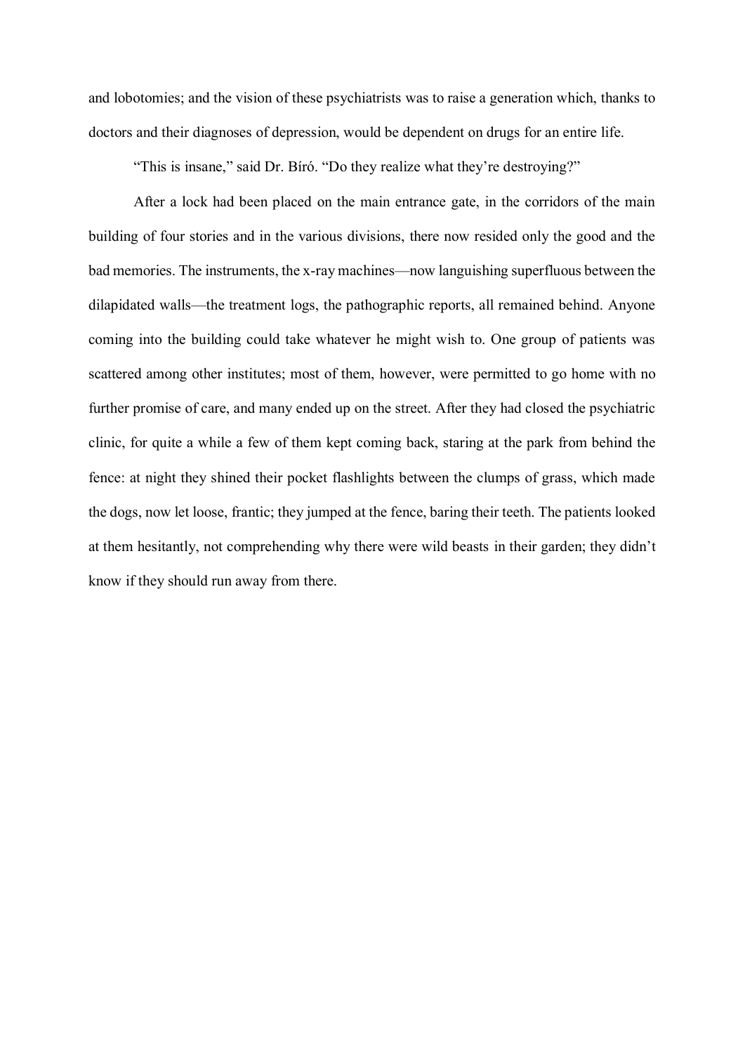and lobotomies; and the vision of these psychiatrists was to raise a generation which, thanks to doctors and their diagnoses of depression, would be dependent on drugs for an entire life.

“This is insane,” said Dr. Bíró. “Do they realize what they’re destroying?”

After a lock had been placed on the main entrance gate, in the corridors of the main building of four stories and in the various divisions, there now resided only the good and the bad memories. The instruments, the x-ray machines—now languishing superfluous between the dilapidated walls—the treatment logs, the pathographic reports, all remained behind. Anyone coming into the building could take whatever he might wish to. One group of patients was scattered among other institutes; most of them, however, were permitted to go home with no further promise of care, and many ended up on the street. After they had closed the psychiatric clinic, for quite a while a few of them kept coming back, staring at the park from behind the fence: at night they shined their pocket flashlights between the clumps of grass, which made the dogs, now let loose, frantic; they jumped at the fence, baring their teeth. The patients looked at them hesitantly, not comprehending why there were wild beasts in their garden; they didn’t know if they should run away from there.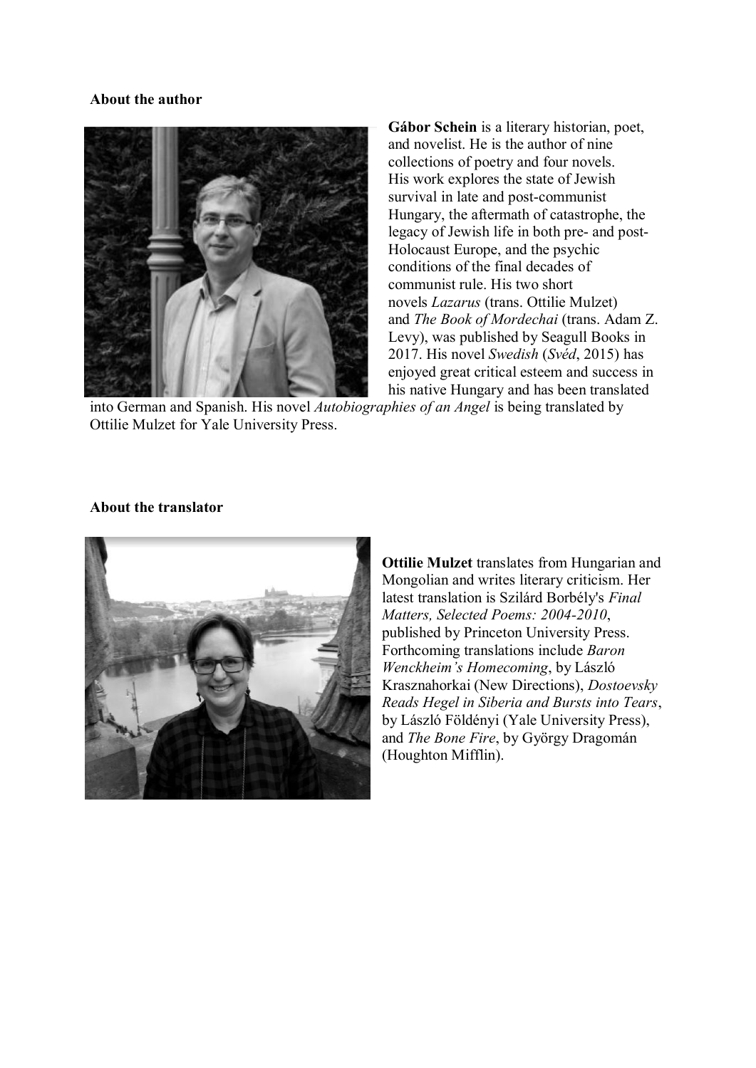**About the author**

**Gábor Schein** is a literary historian, poet, and novelist. He is the author of nine collections of poetry and four novels. His work explores the state of Jewish survival in late and post-communist Hungary, the aftermath of catastrophe, the legacy of Jewish life in both pre- and post-Holocaust Europe, and the psychic conditions of the final decades of communist rule. His two short novels *Lazarus* (trans. Ottilie Mulzet) and *The Book of Mordechai* (trans. Adam Z. Levy), was published by Seagull Books in 2017. His novel *Swedish* (*Svéd*, 2015) has enjoyed great critical esteem and success in his native Hungary and has been translated into German and Spanish. His novel *Autobiographies of an Angel* is being translated by Ottilie Mulzet for Yale University Press.

**About the translator**

**Ottilie Mulzet** translates from Hungarian and Mongolian and writes literary criticism. Her latest translation is Szilárd Borbély's *Final Matters, Selected Poems: 2004-2010*, published by Princeton University Press. Forthcoming translations include *Baron Wenckheim's Homecoming*, by László Krasznahorkai (New Directions), *Dostoevsky Reads Hegel in Siberia and Bursts into Tears*, by László Földényi (Yale University Press), and *The Bone Fire*, by György Dragomán (Houghton Mifflin).